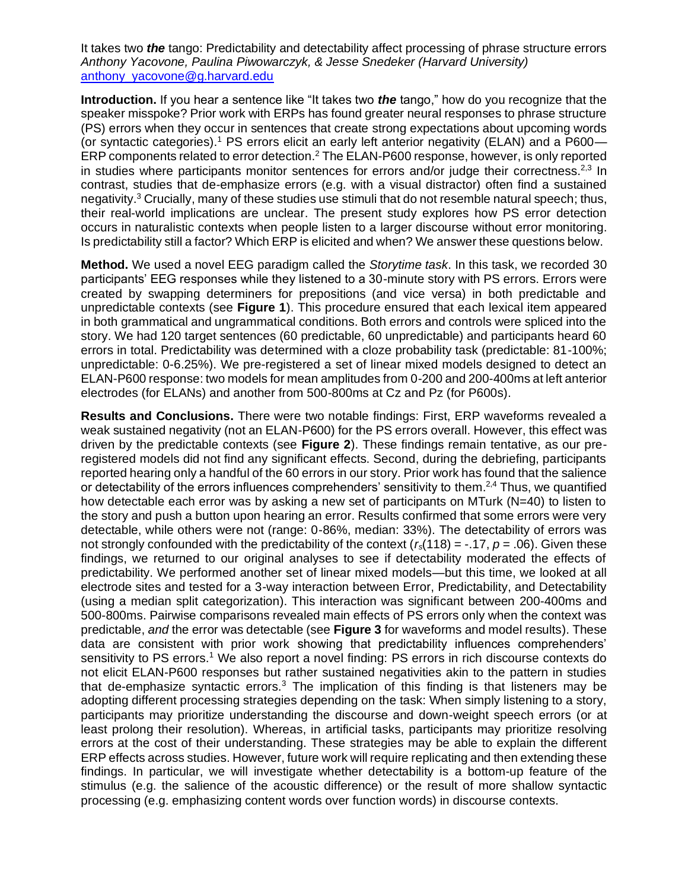# It takes two *the* tango: Predictability and detectability affect processing of phrase structure errors

*Anthony Yacovone, Paulina Piwowarczyk, & Jesse Snedeker (Harvard University)*
anthony_yacovone@g.harvard.edu

**Introduction.** If you hear a sentence like "It takes two ***the*** tango," how do you recognize that the speaker misspoke? Prior work with ERPs has found greater neural responses to phrase structure (PS) errors when they occur in sentences that create strong expectations about upcoming words (or syntactic categories).[1] PS errors elicit an early left anterior negativity (ELAN) and a P600—ERP components related to error detection.[2] The ELAN-P600 response, however, is only reported in studies where participants monitor sentences for errors and/or judge their correctness.[2,3] In contrast, studies that de-emphasize errors (e.g. with a visual distractor) often find a sustained negativity.[3] Crucially, many of these studies use stimuli that do not resemble natural speech; thus, their real-world implications are unclear. The present study explores how PS error detection occurs in naturalistic contexts when people listen to a larger discourse without error monitoring. Is predictability still a factor? Which ERP is elicited and when? We answer these questions below.

**Method.** We used a novel EEG paradigm called the *Storytime task*. In this task, we recorded 30 participants' EEG responses while they listened to a 30-minute story with PS errors. Errors were created by swapping determiners for prepositions (and vice versa) in both predictable and unpredictable contexts (see **Figure 1**). This procedure ensured that each lexical item appeared in both grammatical and ungrammatical conditions. Both errors and controls were spliced into the story. We had 120 target sentences (60 predictable, 60 unpredictable) and participants heard 60 errors in total. Predictability was determined with a cloze probability task (predictable: 81-100%; unpredictable: 0-6.25%). We pre-registered a set of linear mixed models designed to detect an ELAN-P600 response: two models for mean amplitudes from 0-200 and 200-400ms at left anterior electrodes (for ELANs) and another from 500-800ms at Cz and Pz (for P600s).

**Results and Conclusions.** There were two notable findings: First, ERP waveforms revealed a weak sustained negativity (not an ELAN-P600) for the PS errors overall. However, this effect was driven by the predictable contexts (see **Figure 2**). These findings remain tentative, as our pre-registered models did not find any significant effects. Second, during the debriefing, participants reported hearing only a handful of the 60 errors in our story. Prior work has found that the salience or detectability of the errors influences comprehenders' sensitivity to them.[2,4] Thus, we quantified how detectable each error was by asking a new set of participants on MTurk (N=40) to listen to the story and push a button upon hearing an error. Results confirmed that some errors were very detectable, while others were not (range: 0-86%, median: 33%). The detectability of errors was not strongly confounded with the predictability of the context ($r_s(118) = -.17$, $p = .06$). Given these findings, we returned to our original analyses to see if detectability moderated the effects of predictability. We performed another set of linear mixed models—but this time, we looked at all electrode sites and tested for a 3-way interaction between Error, Predictability, and Detectability (using a median split categorization). This interaction was significant between 200-400ms and 500-800ms. Pairwise comparisons revealed main effects of PS errors only when the context was predictable, *and* the error was detectable (see **Figure 3** for waveforms and model results). These data are consistent with prior work showing that predictability influences comprehenders' sensitivity to PS errors.[1] We also report a novel finding: PS errors in rich discourse contexts do not elicit ELAN-P600 responses but rather sustained negativities akin to the pattern in studies that de-emphasize syntactic errors.[3] The implication of this finding is that listeners may be adopting different processing strategies depending on the task: When simply listening to a story, participants may prioritize understanding the discourse and down-weight speech errors (or at least prolong their resolution). Whereas, in artificial tasks, participants may prioritize resolving errors at the cost of their understanding. These strategies may be able to explain the different ERP effects across studies. However, future work will require replicating and then extending these findings. In particular, we will investigate whether detectability is a bottom-up feature of the stimulus (e.g. the salience of the acoustic difference) or the result of more shallow syntactic processing (e.g. emphasizing content words over function words) in discourse contexts.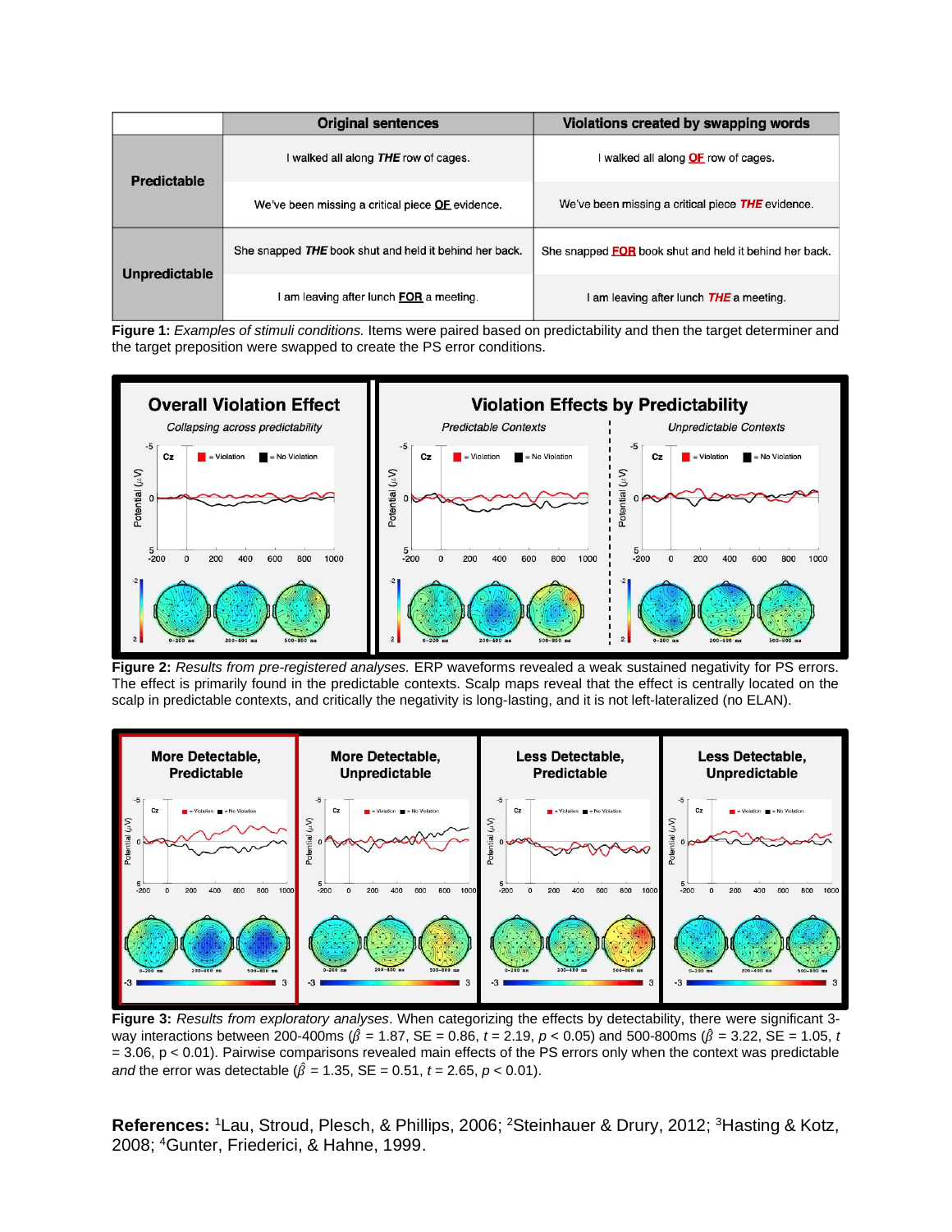| | Original sentences | Violations created by swapping words |
|---|---|---|
| **Predictable** | I walked all along ***THE*** row of cages. | I walked all along **OF** row of cages. |
| | We've been missing a critical piece **OF** evidence. | We've been missing a critical piece ***THE*** evidence. |
| **Unpredictable** | She snapped ***THE*** book shut and held it behind her back. | She snapped **FOR** book shut and held it behind her back. |
| | I am leaving after lunch **FOR** a meeting. | I am leaving after lunch ***THE*** a meeting. |

**Figure 1:** *Examples of stimuli conditions.* Items were paired based on predictability and then the target determiner and the target preposition were swapped to create the PS error conditions.

Overall Violation Effect

*Collapsing across predictability*

Violation Effects by Predictability

*Predictable Contexts*

*Unpredictable Contexts*

Cz

= Violation = No Violation

Potential (μV)

-5

0

5

-200 0 200 400 600 800 1000

-2

2

0-200 ms 200-400 ms 500-800 ms

**Figure 2:** *Results from pre-registered analyses.* ERP waveforms revealed a weak sustained negativity for PS errors. The effect is primarily found in the predictable contexts. Scalp maps reveal that the effect is centrally located on the scalp in predictable contexts, and critically the negativity is long-lasting, and it is not left-lateralized (no ELAN).

More Detectable, Predictable

More Detectable, Unpredictable

Less Detectable, Predictable

Less Detectable, Unpredictable

Cz

= Violation = No Violation

Potential (μV)

-5

0

5

-200 0 200 400 600 800 1000

0-200 ms 200-400 ms 500-800 ms

-3

3

**Figure 3:** *Results from exploratory analyses*. When categorizing the effects by detectability, there were significant 3-way interactions between 200-400ms ($\hat{\beta}$ = 1.87, SE = 0.86, $t$ = 2.19, $p < 0.05$) and 500-800ms ($\hat{\beta}$ = 3.22, SE = 1.05, $t$ = 3.06, $p < 0.01$). Pairwise comparisons revealed main effects of the PS errors only when the context was predictable *and* the error was detectable ($\hat{\beta}$ = 1.35, SE = 0.51, $t$ = 2.65, $p < 0.01$).

**References:** [1]Lau, Stroud, Plesch, & Phillips, 2006; [2]Steinhauer & Drury, 2012; [3]Hasting & Kotz, 2008; [4]Gunter, Friederici, & Hahne, 1999.